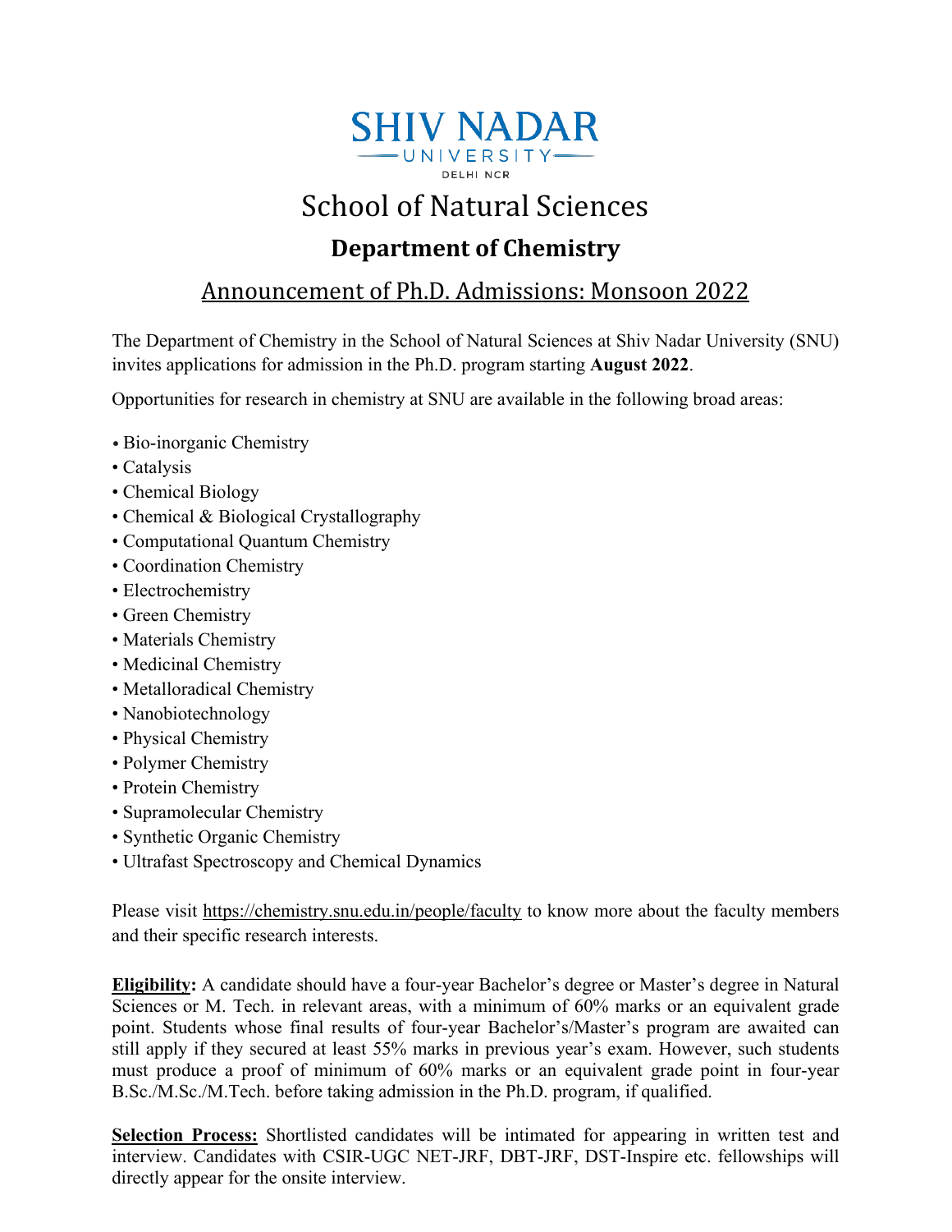SHIV NADAR UNIVERSITY

DELHI NCR

# School of Natural Sciences

## Department of Chemistry

### Announcement of Ph.D. Admissions: Monsoon 2022

The Department of Chemistry in the School of Natural Sciences at Shiv Nadar University (SNU) invites applications for admission in the Ph.D. program starting **August 2022**.

Opportunities for research in chemistry at SNU are available in the following broad areas:

- Bio-inorganic Chemistry
- Catalysis
- Chemical Biology
- Chemical & Biological Crystallography
- Computational Quantum Chemistry
- Coordination Chemistry
- Electrochemistry
- Green Chemistry
- Materials Chemistry
- Medicinal Chemistry
- Metalloradical Chemistry
- Nanobiotechnology
- Physical Chemistry
- Polymer Chemistry
- Protein Chemistry
- Supramolecular Chemistry
- Synthetic Organic Chemistry
- Ultrafast Spectroscopy and Chemical Dynamics

Please visit https://chemistry.snu.edu.in/people/faculty to know more about the faculty members and their specific research interests.

**Eligibility:** A candidate should have a four-year Bachelor's degree or Master's degree in Natural Sciences or M. Tech. in relevant areas, with a minimum of 60% marks or an equivalent grade point. Students whose final results of four-year Bachelor's/Master's program are awaited can still apply if they secured at least 55% marks in previous year's exam. However, such students must produce a proof of minimum of 60% marks or an equivalent grade point in four-year B.Sc./M.Sc./M.Tech. before taking admission in the Ph.D. program, if qualified.

**Selection Process:** Shortlisted candidates will be intimated for appearing in written test and interview. Candidates with CSIR-UGC NET-JRF, DBT-JRF, DST-Inspire etc. fellowships will directly appear for the onsite interview.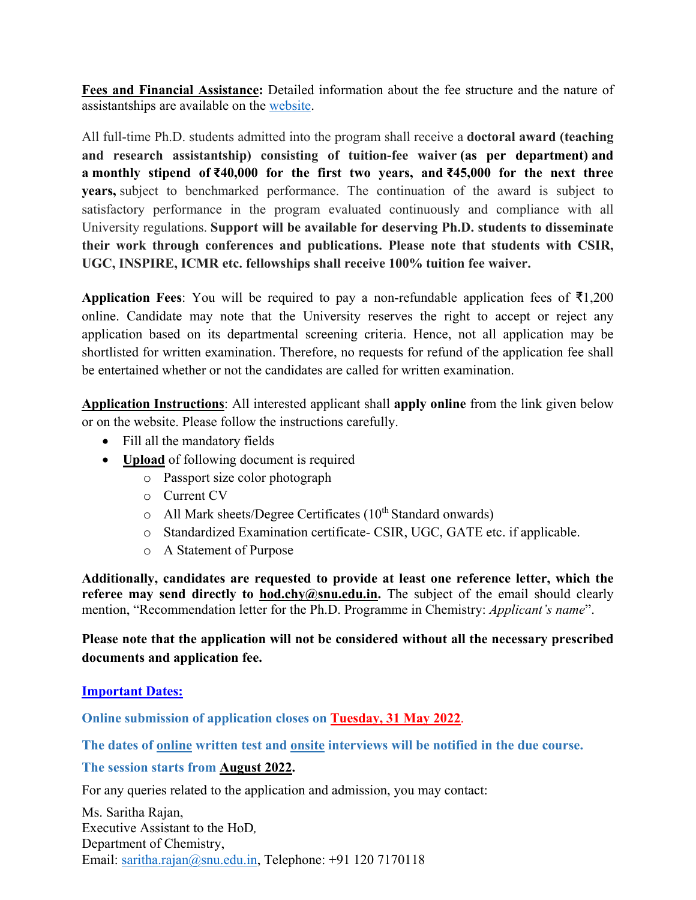**Fees and Financial Assistance:** Detailed information about the fee structure and the nature of assistantships are available on the website.

All full-time Ph.D. students admitted into the program shall receive a **doctoral award (teaching and research assistantship) consisting of tuition-fee waiver (as per department) and a monthly stipend of ₹40,000 for the first two years, and ₹45,000 for the next three years,** subject to benchmarked performance. The continuation of the award is subject to satisfactory performance in the program evaluated continuously and compliance with all University regulations. **Support will be available for deserving Ph.D. students to disseminate their work through conferences and publications. Please note that students with CSIR, UGC, INSPIRE, ICMR etc. fellowships shall receive 100% tuition fee waiver.**

**Application Fees**: You will be required to pay a non-refundable application fees of ₹1,200 online. Candidate may note that the University reserves the right to accept or reject any application based on its departmental screening criteria. Hence, not all application may be shortlisted for written examination. Therefore, no requests for refund of the application fee shall be entertained whether or not the candidates are called for written examination.

**Application Instructions**: All interested applicant shall **apply online** from the link given below or on the website. Please follow the instructions carefully.

- Fill all the mandatory fields
- **Upload** of following document is required
  - Passport size color photograph
  - Current CV
  - All Mark sheets/Degree Certificates (10th Standard onwards)
  - Standardized Examination certificate- CSIR, UGC, GATE etc. if applicable.
  - A Statement of Purpose

**Additionally, candidates are requested to provide at least one reference letter, which the referee may send directly to hod.chy@snu.edu.in.** The subject of the email should clearly mention, "Recommendation letter for the Ph.D. Programme in Chemistry: *Applicant's name*".

**Please note that the application will not be considered without all the necessary prescribed documents and application fee.**

**Important Dates:**

**Online submission of application closes on Tuesday, 31 May 2022.**

**The dates of online written test and onsite interviews will be notified in the due course.**

**The session starts from August 2022.**

For any queries related to the application and admission, you may contact:

Ms. Saritha Rajan,
Executive Assistant to the HoD,
Department of Chemistry,
Email: saritha.rajan@snu.edu.in, Telephone: +91 120 7170118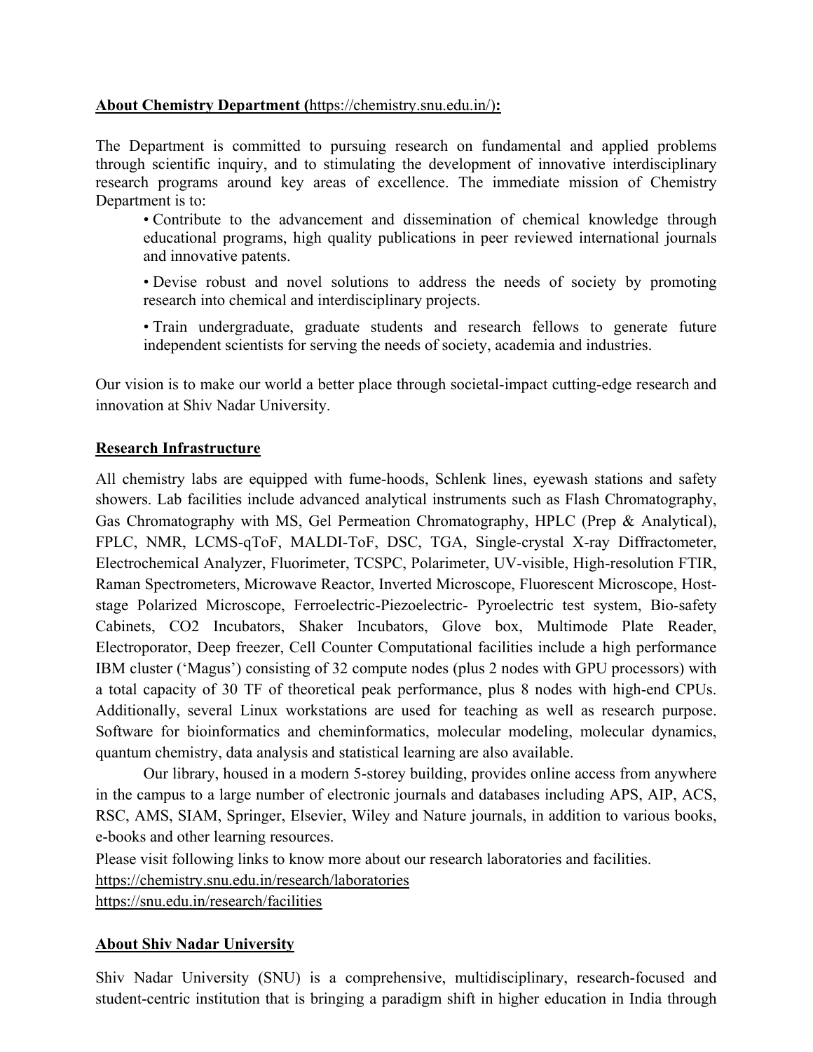**About Chemistry Department (**https://chemistry.snu.edu.in/**):**

The Department is committed to pursuing research on fundamental and applied problems through scientific inquiry, and to stimulating the development of innovative interdisciplinary research programs around key areas of excellence. The immediate mission of Chemistry Department is to:

- Contribute to the advancement and dissemination of chemical knowledge through educational programs, high quality publications in peer reviewed international journals and innovative patents.
- Devise robust and novel solutions to address the needs of society by promoting research into chemical and interdisciplinary projects.
- Train undergraduate, graduate students and research fellows to generate future independent scientists for serving the needs of society, academia and industries.

Our vision is to make our world a better place through societal-impact cutting-edge research and innovation at Shiv Nadar University.

**Research Infrastructure**

All chemistry labs are equipped with fume-hoods, Schlenk lines, eyewash stations and safety showers. Lab facilities include advanced analytical instruments such as Flash Chromatography, Gas Chromatography with MS, Gel Permeation Chromatography, HPLC (Prep & Analytical), FPLC, NMR, LCMS-qToF, MALDI-ToF, DSC, TGA, Single-crystal X-ray Diffractometer, Electrochemical Analyzer, Fluorimeter, TCSPC, Polarimeter, UV-visible, High-resolution FTIR, Raman Spectrometers, Microwave Reactor, Inverted Microscope, Fluorescent Microscope, Host-stage Polarized Microscope, Ferroelectric-Piezoelectric- Pyroelectric test system, Bio-safety Cabinets, $CO_2$ Incubators, Shaker Incubators, Glove box, Multimode Plate Reader, Electroporator, Deep freezer, Cell Counter Computational facilities include a high performance IBM cluster ('Magus') consisting of 32 compute nodes (plus 2 nodes with GPU processors) with a total capacity of 30 TF of theoretical peak performance, plus 8 nodes with high-end CPUs. Additionally, several Linux workstations are used for teaching as well as research purpose. Software for bioinformatics and cheminformatics, molecular modeling, molecular dynamics, quantum chemistry, data analysis and statistical learning are also available.

Our library, housed in a modern 5-storey building, provides online access from anywhere in the campus to a large number of electronic journals and databases including APS, AIP, ACS, RSC, AMS, SIAM, Springer, Elsevier, Wiley and Nature journals, in addition to various books, e-books and other learning resources.

Please visit following links to know more about our research laboratories and facilities.

https://chemistry.snu.edu.in/research/laboratories

https://snu.edu.in/research/facilities

**About Shiv Nadar University**

Shiv Nadar University (SNU) is a comprehensive, multidisciplinary, research-focused and student-centric institution that is bringing a paradigm shift in higher education in India through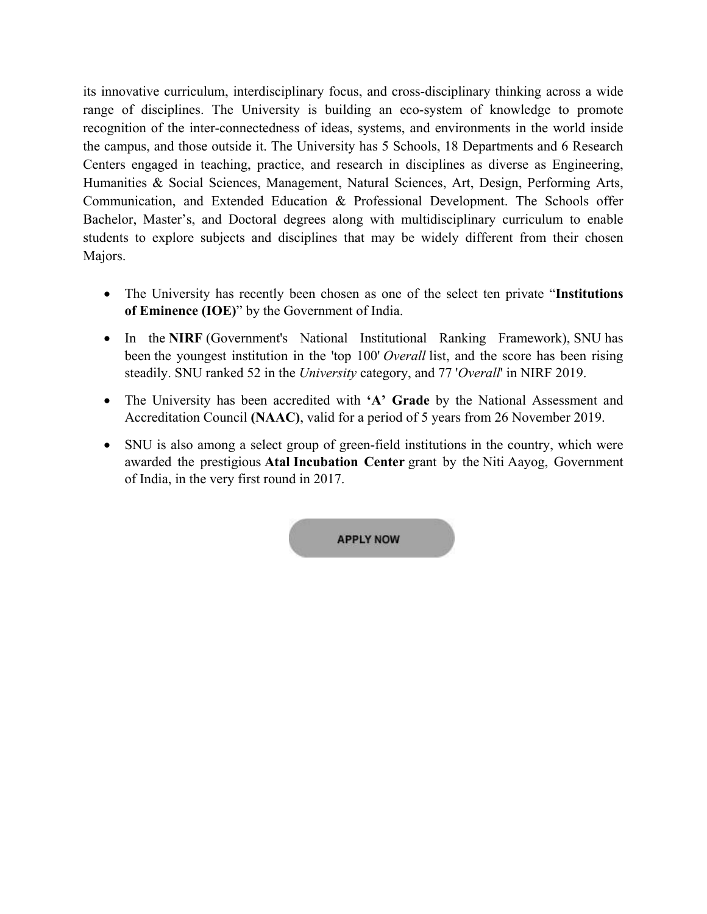its innovative curriculum, interdisciplinary focus, and cross-disciplinary thinking across a wide range of disciplines. The University is building an eco-system of knowledge to promote recognition of the inter-connectedness of ideas, systems, and environments in the world inside the campus, and those outside it. The University has 5 Schools, 18 Departments and 6 Research Centers engaged in teaching, practice, and research in disciplines as diverse as Engineering, Humanities & Social Sciences, Management, Natural Sciences, Art, Design, Performing Arts, Communication, and Extended Education & Professional Development. The Schools offer Bachelor, Master's, and Doctoral degrees along with multidisciplinary curriculum to enable students to explore subjects and disciplines that may be widely different from their chosen Majors.

- The University has recently been chosen as one of the select ten private "**Institutions of Eminence (IOE)**" by the Government of India.
- In the **NIRF** (Government's National Institutional Ranking Framework), SNU has been the youngest institution in the 'top 100' *Overall* list, and the score has been rising steadily. SNU ranked 52 in the *University* category, and 77 '*Overall*' in NIRF 2019.
- The University has been accredited with **'A' Grade** by the National Assessment and Accreditation Council **(NAAC)**, valid for a period of 5 years from 26 November 2019.
- SNU is also among a select group of green-field institutions in the country, which were awarded the prestigious **Atal Incubation Center** grant by the Niti Aayog, Government of India, in the very first round in 2017.

APPLY NOW